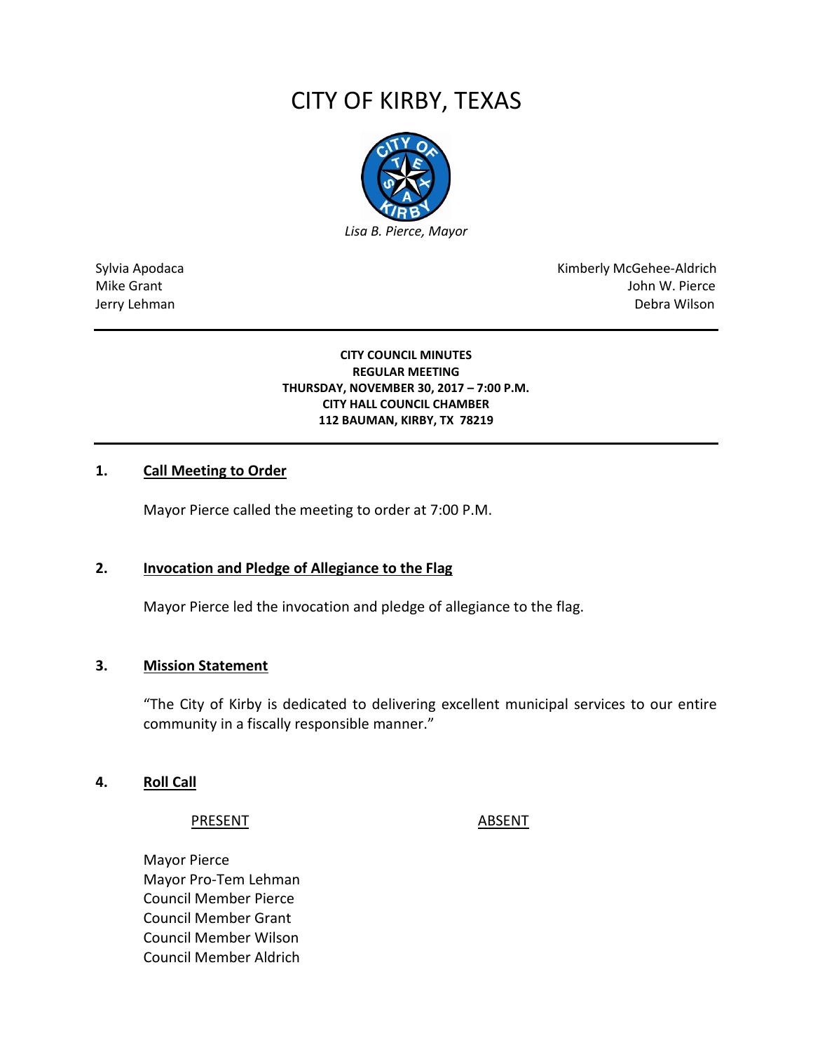# CITY OF KIRBY, TEXAS

*Lisa B. Pierce, Mayor*

Sylvia Apodaca
Mike Grant
Jerry Lehman

Kimberly McGehee-Aldrich
John W. Pierce
Debra Wilson

---

**CITY COUNCIL MINUTES**
**REGULAR MEETING**
**THURSDAY, NOVEMBER 30, 2017 – 7:00 P.M.**
**CITY HALL COUNCIL CHAMBER**
**112 BAUMAN, KIRBY, TX 78219**

---

## 1. Call Meeting to Order

Mayor Pierce called the meeting to order at 7:00 P.M.

## 2. Invocation and Pledge of Allegiance to the Flag

Mayor Pierce led the invocation and pledge of allegiance to the flag.

## 3. Mission Statement

"The City of Kirby is dedicated to delivering excellent municipal services to our entire community in a fiscally responsible manner."

## 4. Roll Call

| PRESENT | ABSENT |
| --- | --- |
| Mayor Pierce | |
| Mayor Pro-Tem Lehman | |
| Council Member Pierce | |
| Council Member Grant | |
| Council Member Wilson | |
| Council Member Aldrich | |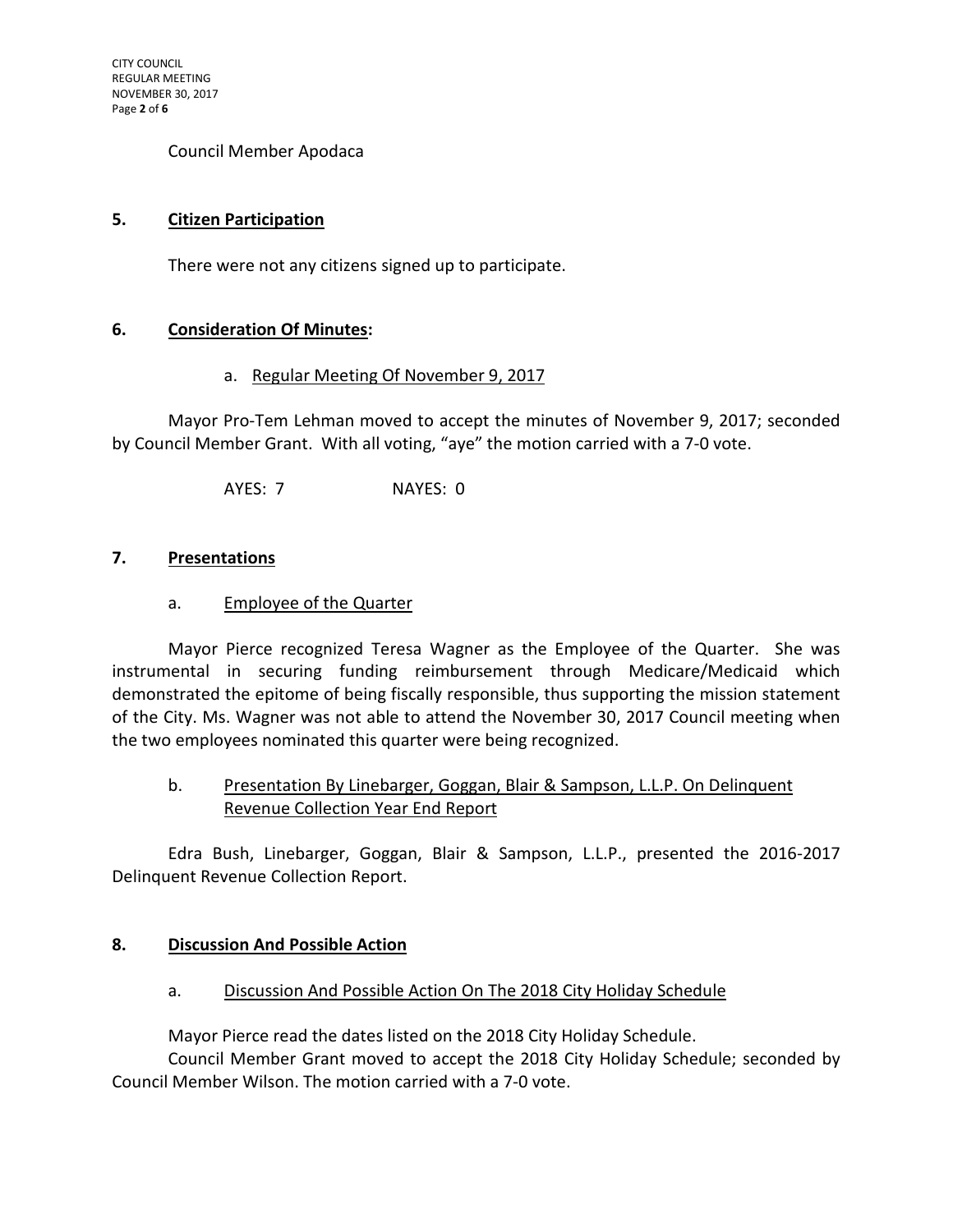Council Member Apodaca

## 5. <u>Citizen Participation</u>

There were not any citizens signed up to participate.

## 6. <u>Consideration Of Minutes</u>:

a. <u>Regular Meeting Of November 9, 2017</u>

Mayor Pro-Tem Lehman moved to accept the minutes of November 9, 2017; seconded by Council Member Grant. With all voting, "aye" the motion carried with a 7-0 vote.

AYES: 7 NAYES: 0

## 7. <u>Presentations</u>

a. <u>Employee of the Quarter</u>

Mayor Pierce recognized Teresa Wagner as the Employee of the Quarter. She was instrumental in securing funding reimbursement through Medicare/Medicaid which demonstrated the epitome of being fiscally responsible, thus supporting the mission statement of the City. Ms. Wagner was not able to attend the November 30, 2017 Council meeting when the two employees nominated this quarter were being recognized.

b. <u>Presentation By Linebarger, Goggan, Blair & Sampson, L.L.P. On Delinquent Revenue Collection Year End Report</u>

Edra Bush, Linebarger, Goggan, Blair & Sampson, L.L.P., presented the 2016-2017 Delinquent Revenue Collection Report.

## 8. <u>Discussion And Possible Action</u>

a. <u>Discussion And Possible Action On The 2018 City Holiday Schedule</u>

Mayor Pierce read the dates listed on the 2018 City Holiday Schedule.

Council Member Grant moved to accept the 2018 City Holiday Schedule; seconded by Council Member Wilson. The motion carried with a 7-0 vote.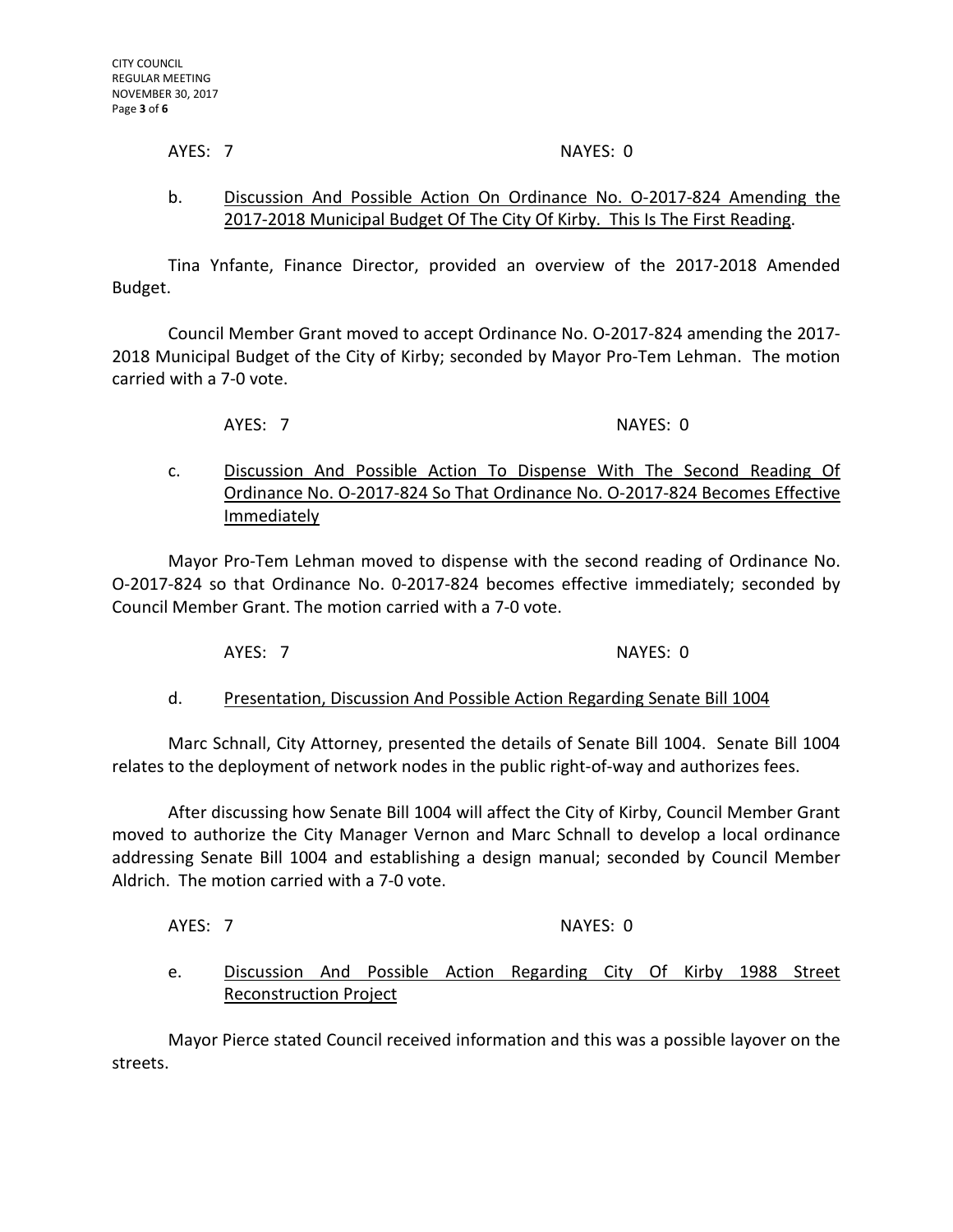AYES: 7 NAYES: 0

b. Discussion And Possible Action On Ordinance No. O-2017-824 Amending the 2017-2018 Municipal Budget Of The City Of Kirby. This Is The First Reading.

Tina Ynfante, Finance Director, provided an overview of the 2017-2018 Amended Budget.

Council Member Grant moved to accept Ordinance No. O-2017-824 amending the 2017-2018 Municipal Budget of the City of Kirby; seconded by Mayor Pro-Tem Lehman. The motion carried with a 7-0 vote.

AYES: 7 NAYES: 0

c. Discussion And Possible Action To Dispense With The Second Reading Of Ordinance No. O-2017-824 So That Ordinance No. O-2017-824 Becomes Effective Immediately

Mayor Pro-Tem Lehman moved to dispense with the second reading of Ordinance No. O-2017-824 so that Ordinance No. 0-2017-824 becomes effective immediately; seconded by Council Member Grant. The motion carried with a 7-0 vote.

AYES: 7 NAYES: 0

d. Presentation, Discussion And Possible Action Regarding Senate Bill 1004

Marc Schnall, City Attorney, presented the details of Senate Bill 1004. Senate Bill 1004 relates to the deployment of network nodes in the public right-of-way and authorizes fees.

After discussing how Senate Bill 1004 will affect the City of Kirby, Council Member Grant moved to authorize the City Manager Vernon and Marc Schnall to develop a local ordinance addressing Senate Bill 1004 and establishing a design manual; seconded by Council Member Aldrich. The motion carried with a 7-0 vote.

AYES: 7 NAYES: 0

e. Discussion And Possible Action Regarding City Of Kirby 1988 Street Reconstruction Project

Mayor Pierce stated Council received information and this was a possible layover on the streets.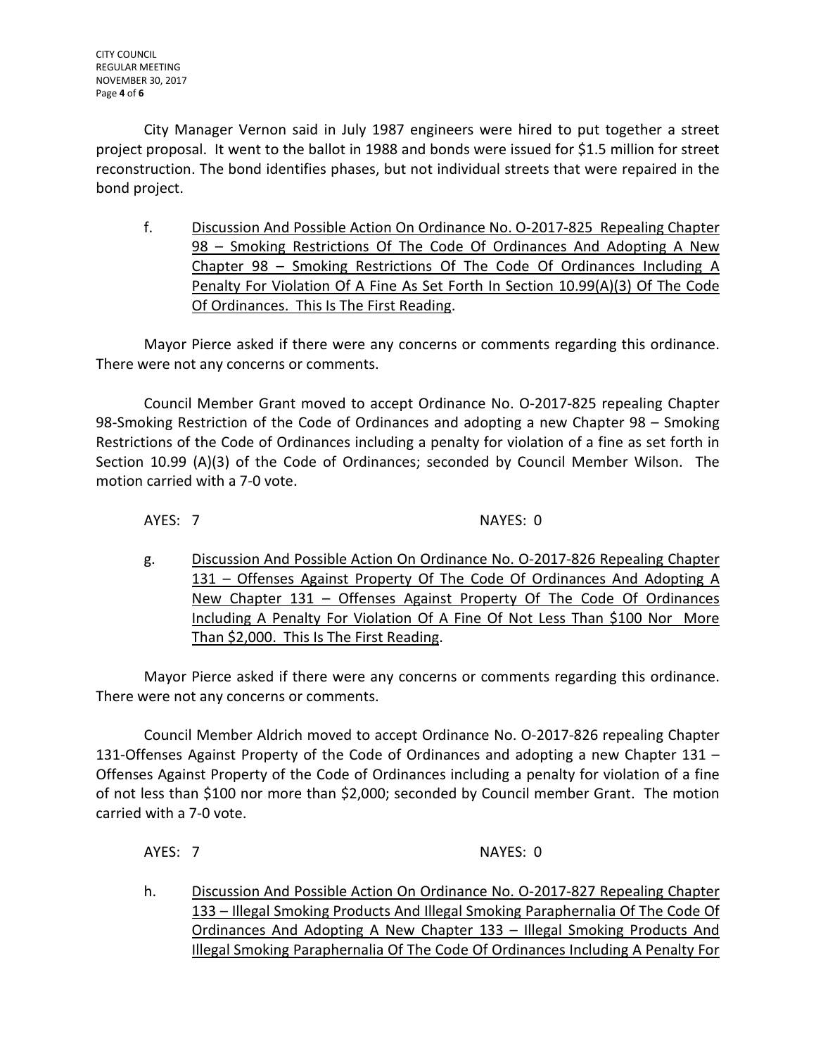City Manager Vernon said in July 1987 engineers were hired to put together a street project proposal. It went to the ballot in 1988 and bonds were issued for $1.5 million for street reconstruction. The bond identifies phases, but not individual streets that were repaired in the bond project.

f. Discussion And Possible Action On Ordinance No. O-2017-825 Repealing Chapter 98 – Smoking Restrictions Of The Code Of Ordinances And Adopting A New Chapter 98 – Smoking Restrictions Of The Code Of Ordinances Including A Penalty For Violation Of A Fine As Set Forth In Section 10.99(A)(3) Of The Code Of Ordinances. This Is The First Reading.

Mayor Pierce asked if there were any concerns or comments regarding this ordinance. There were not any concerns or comments.

Council Member Grant moved to accept Ordinance No. O-2017-825 repealing Chapter 98-Smoking Restriction of the Code of Ordinances and adopting a new Chapter 98 – Smoking Restrictions of the Code of Ordinances including a penalty for violation of a fine as set forth in Section 10.99 (A)(3) of the Code of Ordinances; seconded by Council Member Wilson. The motion carried with a 7-0 vote.

AYES: 7 NAYES: 0

g. Discussion And Possible Action On Ordinance No. O-2017-826 Repealing Chapter 131 – Offenses Against Property Of The Code Of Ordinances And Adopting A New Chapter 131 – Offenses Against Property Of The Code Of Ordinances Including A Penalty For Violation Of A Fine Of Not Less Than $100 Nor More Than $2,000. This Is The First Reading.

Mayor Pierce asked if there were any concerns or comments regarding this ordinance. There were not any concerns or comments.

Council Member Aldrich moved to accept Ordinance No. O-2017-826 repealing Chapter 131-Offenses Against Property of the Code of Ordinances and adopting a new Chapter 131 – Offenses Against Property of the Code of Ordinances including a penalty for violation of a fine of not less than $100 nor more than $2,000; seconded by Council member Grant. The motion carried with a 7-0 vote.

AYES: 7 NAYES: 0

h. Discussion And Possible Action On Ordinance No. O-2017-827 Repealing Chapter 133 – Illegal Smoking Products And Illegal Smoking Paraphernalia Of The Code Of Ordinances And Adopting A New Chapter 133 – Illegal Smoking Products And Illegal Smoking Paraphernalia Of The Code Of Ordinances Including A Penalty For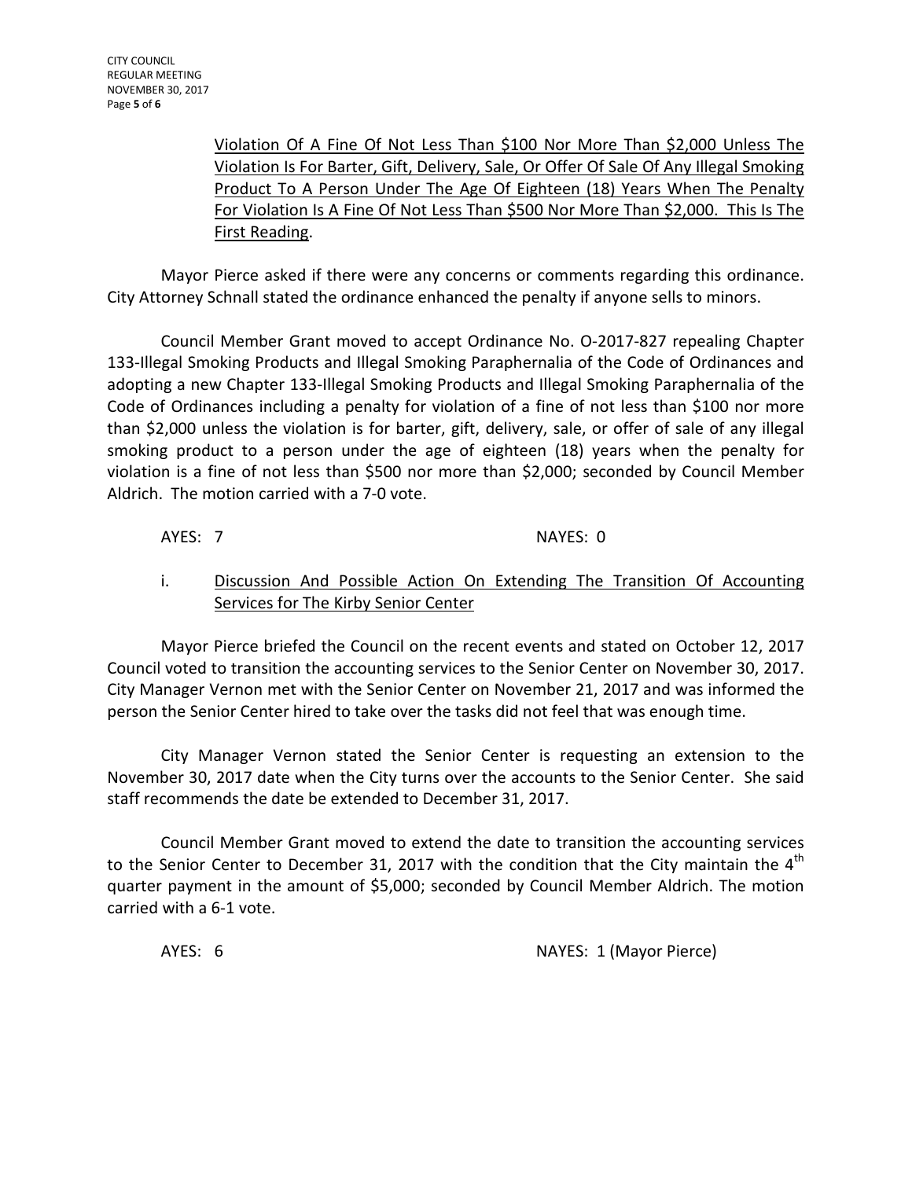Violation Of A Fine Of Not Less Than $100 Nor More Than $2,000 Unless The Violation Is For Barter, Gift, Delivery, Sale, Or Offer Of Sale Of Any Illegal Smoking Product To A Person Under The Age Of Eighteen (18) Years When The Penalty For Violation Is A Fine Of Not Less Than $500 Nor More Than $2,000. This Is The First Reading.

Mayor Pierce asked if there were any concerns or comments regarding this ordinance. City Attorney Schnall stated the ordinance enhanced the penalty if anyone sells to minors.

Council Member Grant moved to accept Ordinance No. O-2017-827 repealing Chapter 133-Illegal Smoking Products and Illegal Smoking Paraphernalia of the Code of Ordinances and adopting a new Chapter 133-Illegal Smoking Products and Illegal Smoking Paraphernalia of the Code of Ordinances including a penalty for violation of a fine of not less than $100 nor more than $2,000 unless the violation is for barter, gift, delivery, sale, or offer of sale of any illegal smoking product to a person under the age of eighteen (18) years when the penalty for violation is a fine of not less than $500 nor more than $2,000; seconded by Council Member Aldrich. The motion carried with a 7-0 vote.

AYES: 7 NAYES: 0

i. Discussion And Possible Action On Extending The Transition Of Accounting Services for The Kirby Senior Center

Mayor Pierce briefed the Council on the recent events and stated on October 12, 2017 Council voted to transition the accounting services to the Senior Center on November 30, 2017. City Manager Vernon met with the Senior Center on November 21, 2017 and was informed the person the Senior Center hired to take over the tasks did not feel that was enough time.

City Manager Vernon stated the Senior Center is requesting an extension to the November 30, 2017 date when the City turns over the accounts to the Senior Center. She said staff recommends the date be extended to December 31, 2017.

Council Member Grant moved to extend the date to transition the accounting services to the Senior Center to December 31, 2017 with the condition that the City maintain the 4th quarter payment in the amount of $5,000; seconded by Council Member Aldrich. The motion carried with a 6-1 vote.

AYES: 6 NAYES: 1 (Mayor Pierce)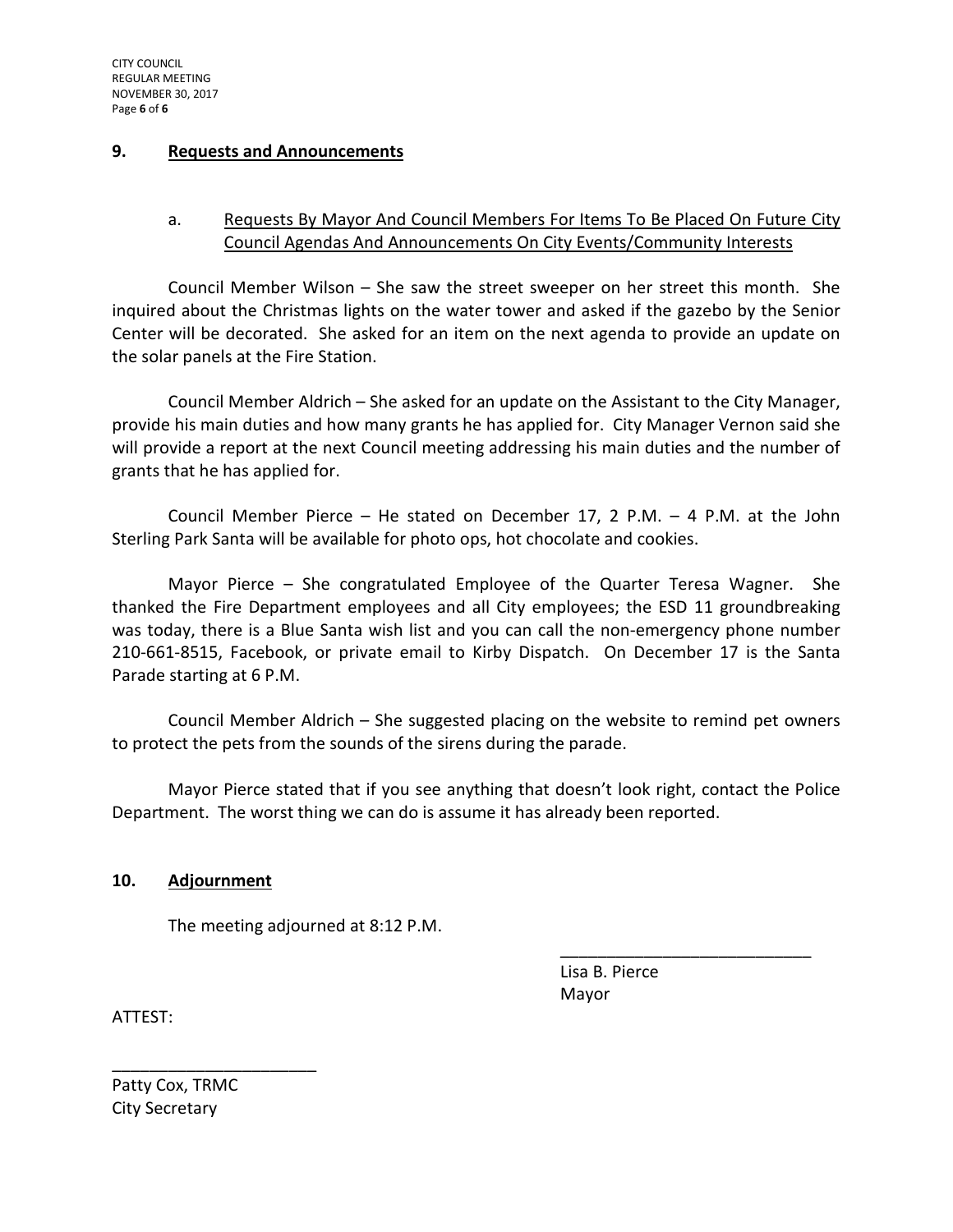## 9. Requests and Announcements

### a. Requests By Mayor And Council Members For Items To Be Placed On Future City Council Agendas And Announcements On City Events/Community Interests

Council Member Wilson – She saw the street sweeper on her street this month. She inquired about the Christmas lights on the water tower and asked if the gazebo by the Senior Center will be decorated. She asked for an item on the next agenda to provide an update on the solar panels at the Fire Station.

Council Member Aldrich – She asked for an update on the Assistant to the City Manager, provide his main duties and how many grants he has applied for. City Manager Vernon said she will provide a report at the next Council meeting addressing his main duties and the number of grants that he has applied for.

Council Member Pierce – He stated on December 17, 2 P.M. – 4 P.M. at the John Sterling Park Santa will be available for photo ops, hot chocolate and cookies.

Mayor Pierce – She congratulated Employee of the Quarter Teresa Wagner. She thanked the Fire Department employees and all City employees; the ESD 11 groundbreaking was today, there is a Blue Santa wish list and you can call the non-emergency phone number 210-661-8515, Facebook, or private email to Kirby Dispatch. On December 17 is the Santa Parade starting at 6 P.M.

Council Member Aldrich – She suggested placing on the website to remind pet owners to protect the pets from the sounds of the sirens during the parade.

Mayor Pierce stated that if you see anything that doesn't look right, contact the Police Department. The worst thing we can do is assume it has already been reported.

## 10. Adjournment

The meeting adjourned at 8:12 P.M.

___________________________
Lisa B. Pierce
Mayor

ATTEST:

______________________
Patty Cox, TRMC
City Secretary